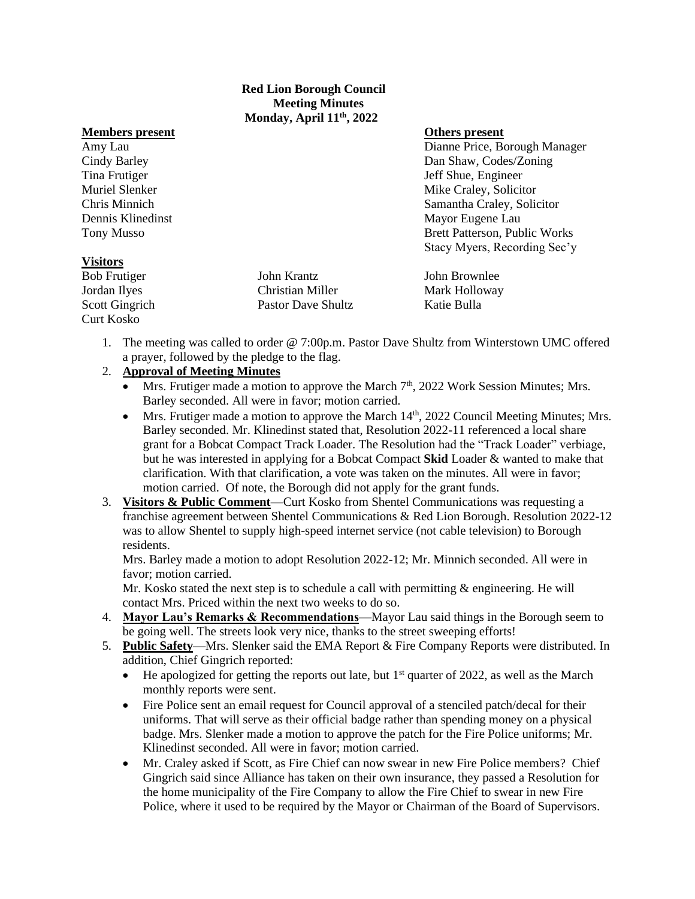# Red Lion Borough Council
## Meeting Minutes
### Monday, April 11th, 2022

| **Members present** | **Others present** |
|---|---|
| Amy Lau | Dianne Price, Borough Manager |
| Cindy Barley | Dan Shaw, Codes/Zoning |
| Tina Frutiger | Jeff Shue, Engineer |
| Muriel Slenker | Mike Craley, Solicitor |
| Chris Minnich | Samantha Craley, Solicitor |
| Dennis Klinedinst | Mayor Eugene Lau |
| Tony Musso | Brett Patterson, Public Works |
| | Stacy Myers, Recording Sec'y |

**Visitors**

| | | |
|---|---|---|
| Bob Frutiger | John Krantz | John Brownlee |
| Jordan Ilyes | Christian Miller | Mark Holloway |
| Scott Gingrich | Pastor Dave Shultz | Katie Bulla |
| Curt Kosko | | |

1. The meeting was called to order @ 7:00p.m. Pastor Dave Shultz from Winterstown UMC offered a prayer, followed by the pledge to the flag.
2. **Approval of Meeting Minutes**
   - Mrs. Frutiger made a motion to approve the March 7th, 2022 Work Session Minutes; Mrs. Barley seconded. All were in favor; motion carried.
   - Mrs. Frutiger made a motion to approve the March 14th, 2022 Council Meeting Minutes; Mrs. Barley seconded. Mr. Klinedinst stated that, Resolution 2022-11 referenced a local share grant for a Bobcat Compact Track Loader. The Resolution had the "Track Loader" verbiage, but he was interested in applying for a Bobcat Compact **Skid** Loader & wanted to make that clarification. With that clarification, a vote was taken on the minutes. All were in favor; motion carried. Of note, the Borough did not apply for the grant funds.
3. **Visitors & Public Comment**—Curt Kosko from Shentel Communications was requesting a franchise agreement between Shentel Communications & Red Lion Borough. Resolution 2022-12 was to allow Shentel to supply high-speed internet service (not cable television) to Borough residents.

   Mrs. Barley made a motion to adopt Resolution 2022-12; Mr. Minnich seconded. All were in favor; motion carried.

   Mr. Kosko stated the next step is to schedule a call with permitting & engineering. He will contact Mrs. Priced within the next two weeks to do so.
4. **Mayor Lau's Remarks & Recommendations**—Mayor Lau said things in the Borough seem to be going well. The streets look very nice, thanks to the street sweeping efforts!
5. **Public Safety**—Mrs. Slenker said the EMA Report & Fire Company Reports were distributed. In addition, Chief Gingrich reported:
   - He apologized for getting the reports out late, but 1st quarter of 2022, as well as the March monthly reports were sent.
   - Fire Police sent an email request for Council approval of a stenciled patch/decal for their uniforms. That will serve as their official badge rather than spending money on a physical badge. Mrs. Slenker made a motion to approve the patch for the Fire Police uniforms; Mr. Klinedinst seconded. All were in favor; motion carried.
   - Mr. Craley asked if Scott, as Fire Chief can now swear in new Fire Police members? Chief Gingrich said since Alliance has taken on their own insurance, they passed a Resolution for the home municipality of the Fire Company to allow the Fire Chief to swear in new Fire Police, where it used to be required by the Mayor or Chairman of the Board of Supervisors.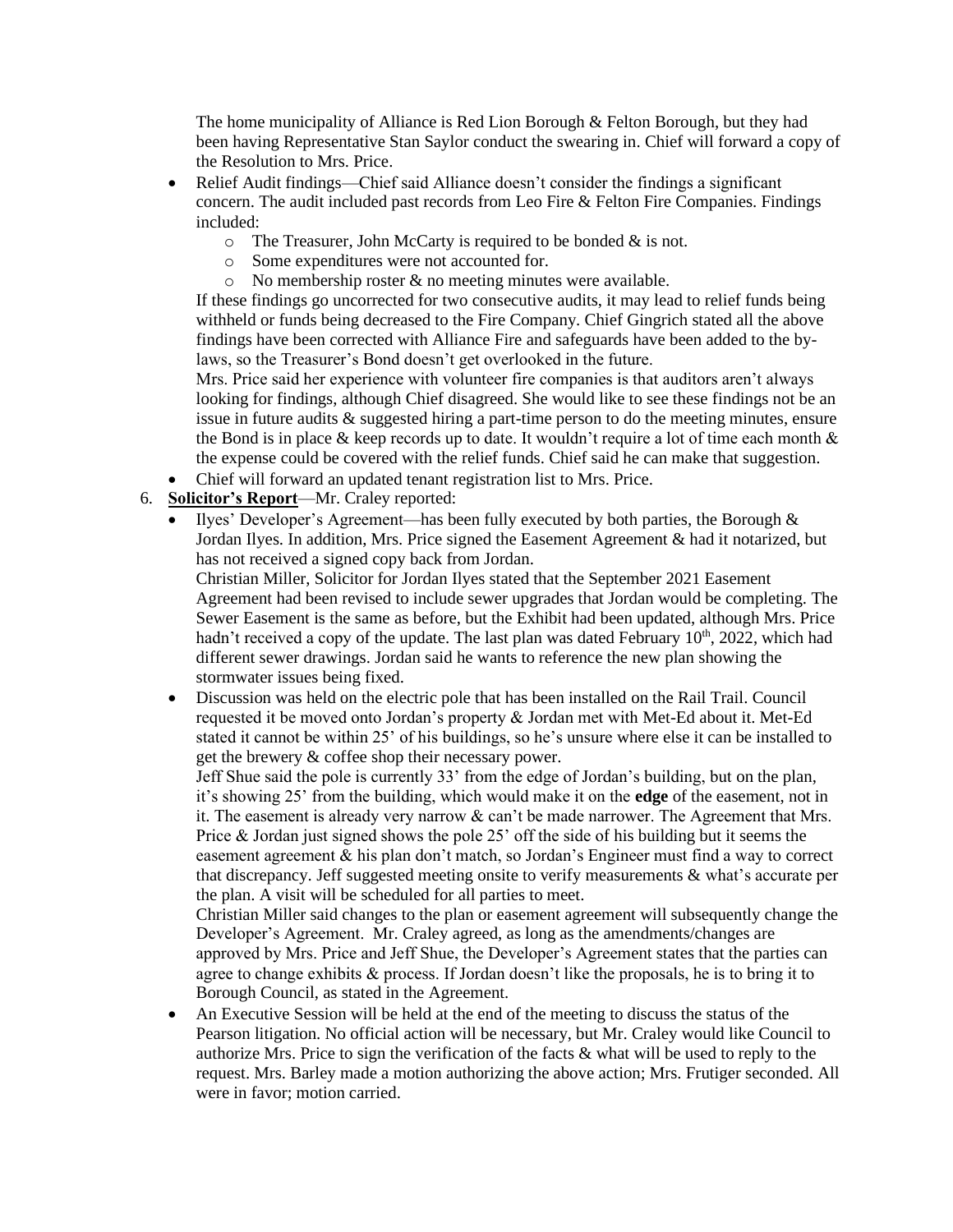The home municipality of Alliance is Red Lion Borough & Felton Borough, but they had been having Representative Stan Saylor conduct the swearing in. Chief will forward a copy of the Resolution to Mrs. Price.

- Relief Audit findings—Chief said Alliance doesn't consider the findings a significant concern. The audit included past records from Leo Fire & Felton Fire Companies. Findings included:
  - The Treasurer, John McCarty is required to be bonded & is not.
  - Some expenditures were not accounted for.
  - No membership roster & no meeting minutes were available.

  If these findings go uncorrected for two consecutive audits, it may lead to relief funds being withheld or funds being decreased to the Fire Company. Chief Gingrich stated all the above findings have been corrected with Alliance Fire and safeguards have been added to the by-laws, so the Treasurer's Bond doesn't get overlooked in the future.

  Mrs. Price said her experience with volunteer fire companies is that auditors aren't always looking for findings, although Chief disagreed. She would like to see these findings not be an issue in future audits & suggested hiring a part-time person to do the meeting minutes, ensure the Bond is in place & keep records up to date. It wouldn't require a lot of time each month & the expense could be covered with the relief funds. Chief said he can make that suggestion.
- Chief will forward an updated tenant registration list to Mrs. Price.

6. **Solicitor's Report**—Mr. Craley reported:
   - Ilyes' Developer's Agreement—has been fully executed by both parties, the Borough & Jordan Ilyes. In addition, Mrs. Price signed the Easement Agreement & had it notarized, but has not received a signed copy back from Jordan.

     Christian Miller, Solicitor for Jordan Ilyes stated that the September 2021 Easement Agreement had been revised to include sewer upgrades that Jordan would be completing. The Sewer Easement is the same as before, but the Exhibit had been updated, although Mrs. Price hadn't received a copy of the update. The last plan was dated February 10th, 2022, which had different sewer drawings. Jordan said he wants to reference the new plan showing the stormwater issues being fixed.
   - Discussion was held on the electric pole that has been installed on the Rail Trail. Council requested it be moved onto Jordan's property & Jordan met with Met-Ed about it. Met-Ed stated it cannot be within 25' of his buildings, so he's unsure where else it can be installed to get the brewery & coffee shop their necessary power.

     Jeff Shue said the pole is currently 33' from the edge of Jordan's building, but on the plan, it's showing 25' from the building, which would make it on the **edge** of the easement, not in it. The easement is already very narrow & can't be made narrower. The Agreement that Mrs. Price & Jordan just signed shows the pole 25' off the side of his building but it seems the easement agreement & his plan don't match, so Jordan's Engineer must find a way to correct that discrepancy. Jeff suggested meeting onsite to verify measurements & what's accurate per the plan. A visit will be scheduled for all parties to meet.

     Christian Miller said changes to the plan or easement agreement will subsequently change the Developer's Agreement. Mr. Craley agreed, as long as the amendments/changes are approved by Mrs. Price and Jeff Shue, the Developer's Agreement states that the parties can agree to change exhibits & process. If Jordan doesn't like the proposals, he is to bring it to Borough Council, as stated in the Agreement.
   - An Executive Session will be held at the end of the meeting to discuss the status of the Pearson litigation. No official action will be necessary, but Mr. Craley would like Council to authorize Mrs. Price to sign the verification of the facts & what will be used to reply to the request. Mrs. Barley made a motion authorizing the above action; Mrs. Frutiger seconded. All were in favor; motion carried.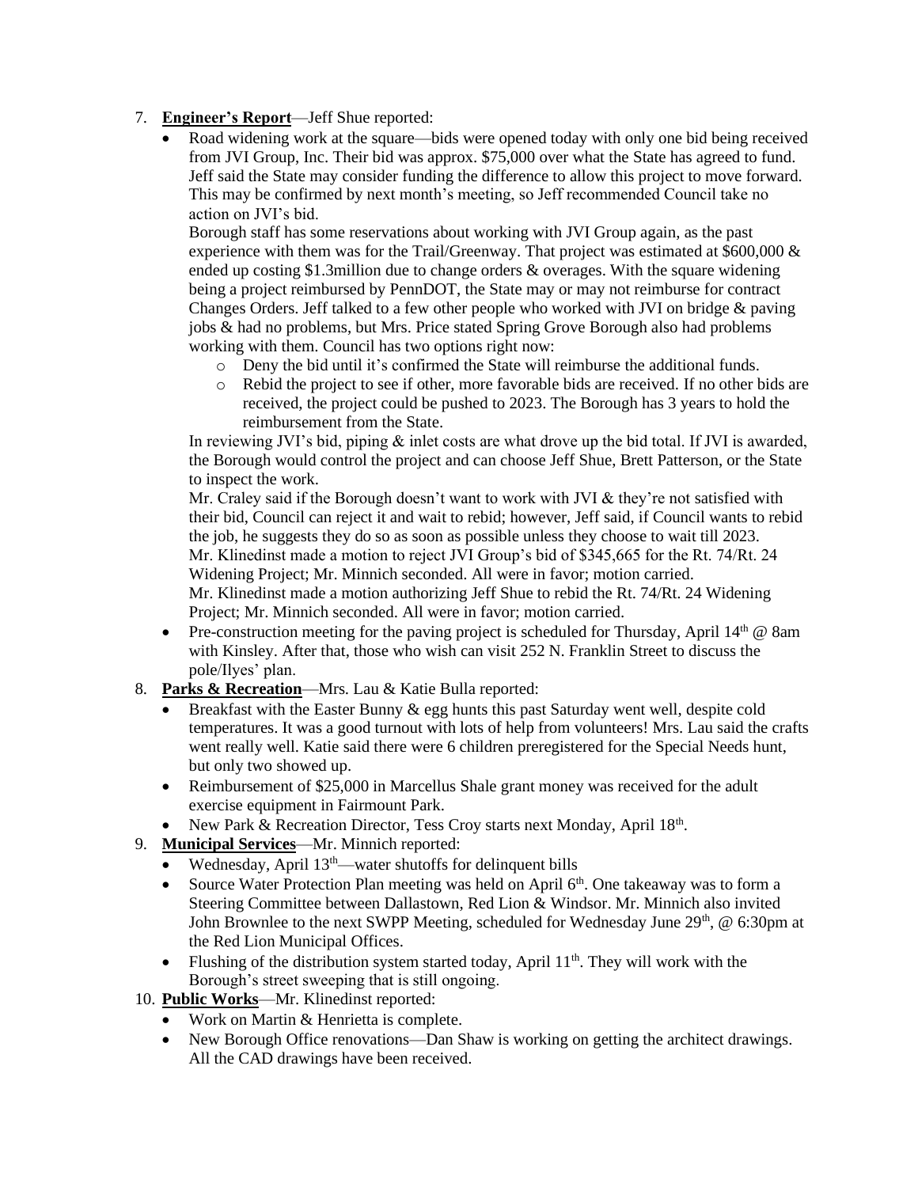7. **Engineer's Report**—Jeff Shue reported:
   - Road widening work at the square—bids were opened today with only one bid being received from JVI Group, Inc. Their bid was approx. $75,000 over what the State has agreed to fund. Jeff said the State may consider funding the difference to allow this project to move forward. This may be confirmed by next month's meeting, so Jeff recommended Council take no action on JVI's bid.

     Borough staff has some reservations about working with JVI Group again, as the past experience with them was for the Trail/Greenway. That project was estimated at $600,000 & ended up costing $1.3million due to change orders & overages. With the square widening being a project reimbursed by PennDOT, the State may or may not reimburse for contract Changes Orders. Jeff talked to a few other people who worked with JVI on bridge & paving jobs & had no problems, but Mrs. Price stated Spring Grove Borough also had problems working with them. Council has two options right now:
     - Deny the bid until it's confirmed the State will reimburse the additional funds.
     - Rebid the project to see if other, more favorable bids are received. If no other bids are received, the project could be pushed to 2023. The Borough has 3 years to hold the reimbursement from the State.

     In reviewing JVI's bid, piping & inlet costs are what drove up the bid total. If JVI is awarded, the Borough would control the project and can choose Jeff Shue, Brett Patterson, or the State to inspect the work.

     Mr. Craley said if the Borough doesn't want to work with JVI & they're not satisfied with their bid, Council can reject it and wait to rebid; however, Jeff said, if Council wants to rebid the job, he suggests they do so as soon as possible unless they choose to wait till 2023.

     Mr. Klinedinst made a motion to reject JVI Group's bid of $345,665 for the Rt. 74/Rt. 24 Widening Project; Mr. Minnich seconded. All were in favor; motion carried.

     Mr. Klinedinst made a motion authorizing Jeff Shue to rebid the Rt. 74/Rt. 24 Widening Project; Mr. Minnich seconded. All were in favor; motion carried.
   - Pre-construction meeting for the paving project is scheduled for Thursday, April 14th @ 8am with Kinsley. After that, those who wish can visit 252 N. Franklin Street to discuss the pole/Ilyes' plan.
8. **Parks & Recreation**—Mrs. Lau & Katie Bulla reported:
   - Breakfast with the Easter Bunny & egg hunts this past Saturday went well, despite cold temperatures. It was a good turnout with lots of help from volunteers! Mrs. Lau said the crafts went really well. Katie said there were 6 children preregistered for the Special Needs hunt, but only two showed up.
   - Reimbursement of $25,000 in Marcellus Shale grant money was received for the adult exercise equipment in Fairmount Park.
   - New Park & Recreation Director, Tess Croy starts next Monday, April 18th.
9. **Municipal Services**—Mr. Minnich reported:
   - Wednesday, April 13th—water shutoffs for delinquent bills
   - Source Water Protection Plan meeting was held on April 6th. One takeaway was to form a Steering Committee between Dallastown, Red Lion & Windsor. Mr. Minnich also invited John Brownlee to the next SWPP Meeting, scheduled for Wednesday June 29th, @ 6:30pm at the Red Lion Municipal Offices.
   - Flushing of the distribution system started today, April 11th. They will work with the Borough's street sweeping that is still ongoing.
10. **Public Works**—Mr. Klinedinst reported:
    - Work on Martin & Henrietta is complete.
    - New Borough Office renovations—Dan Shaw is working on getting the architect drawings. All the CAD drawings have been received.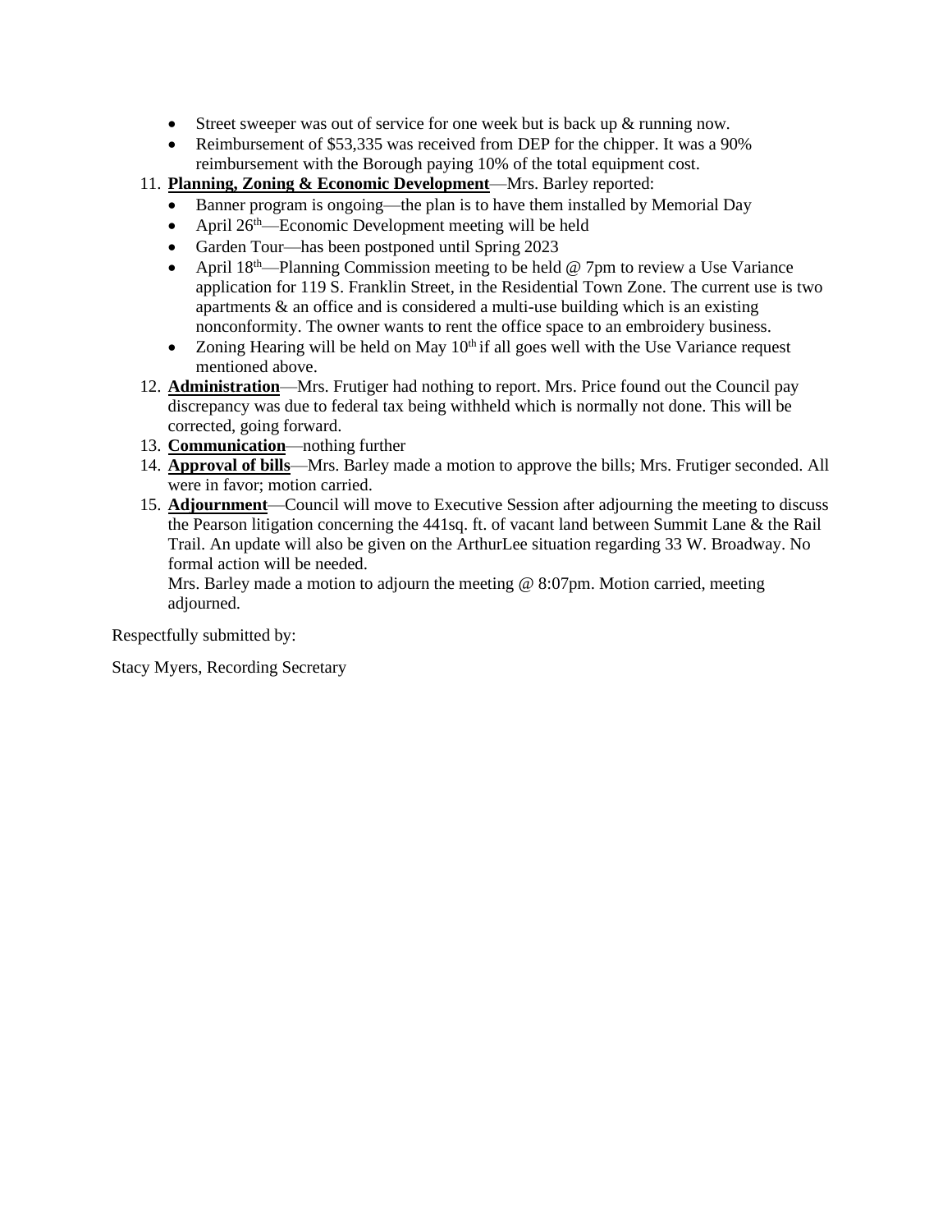- Street sweeper was out of service for one week but is back up & running now.
- Reimbursement of $53,335 was received from DEP for the chipper. It was a 90% reimbursement with the Borough paying 10% of the total equipment cost.

11. **Planning, Zoning & Economic Development**—Mrs. Barley reported:
    - Banner program is ongoing—the plan is to have them installed by Memorial Day
    - April 26th—Economic Development meeting will be held
    - Garden Tour—has been postponed until Spring 2023
    - April 18th—Planning Commission meeting to be held @ 7pm to review a Use Variance application for 119 S. Franklin Street, in the Residential Town Zone. The current use is two apartments & an office and is considered a multi-use building which is an existing nonconformity. The owner wants to rent the office space to an embroidery business.
    - Zoning Hearing will be held on May 10th if all goes well with the Use Variance request mentioned above.
12. **Administration**—Mrs. Frutiger had nothing to report. Mrs. Price found out the Council pay discrepancy was due to federal tax being withheld which is normally not done. This will be corrected, going forward.
13. **Communication**—nothing further
14. **Approval of bills**—Mrs. Barley made a motion to approve the bills; Mrs. Frutiger seconded. All were in favor; motion carried.
15. **Adjournment**—Council will move to Executive Session after adjourning the meeting to discuss the Pearson litigation concerning the 441sq. ft. of vacant land between Summit Lane & the Rail Trail. An update will also be given on the ArthurLee situation regarding 33 W. Broadway. No formal action will be needed.
    Mrs. Barley made a motion to adjourn the meeting @ 8:07pm. Motion carried, meeting adjourned.

Respectfully submitted by:

Stacy Myers, Recording Secretary